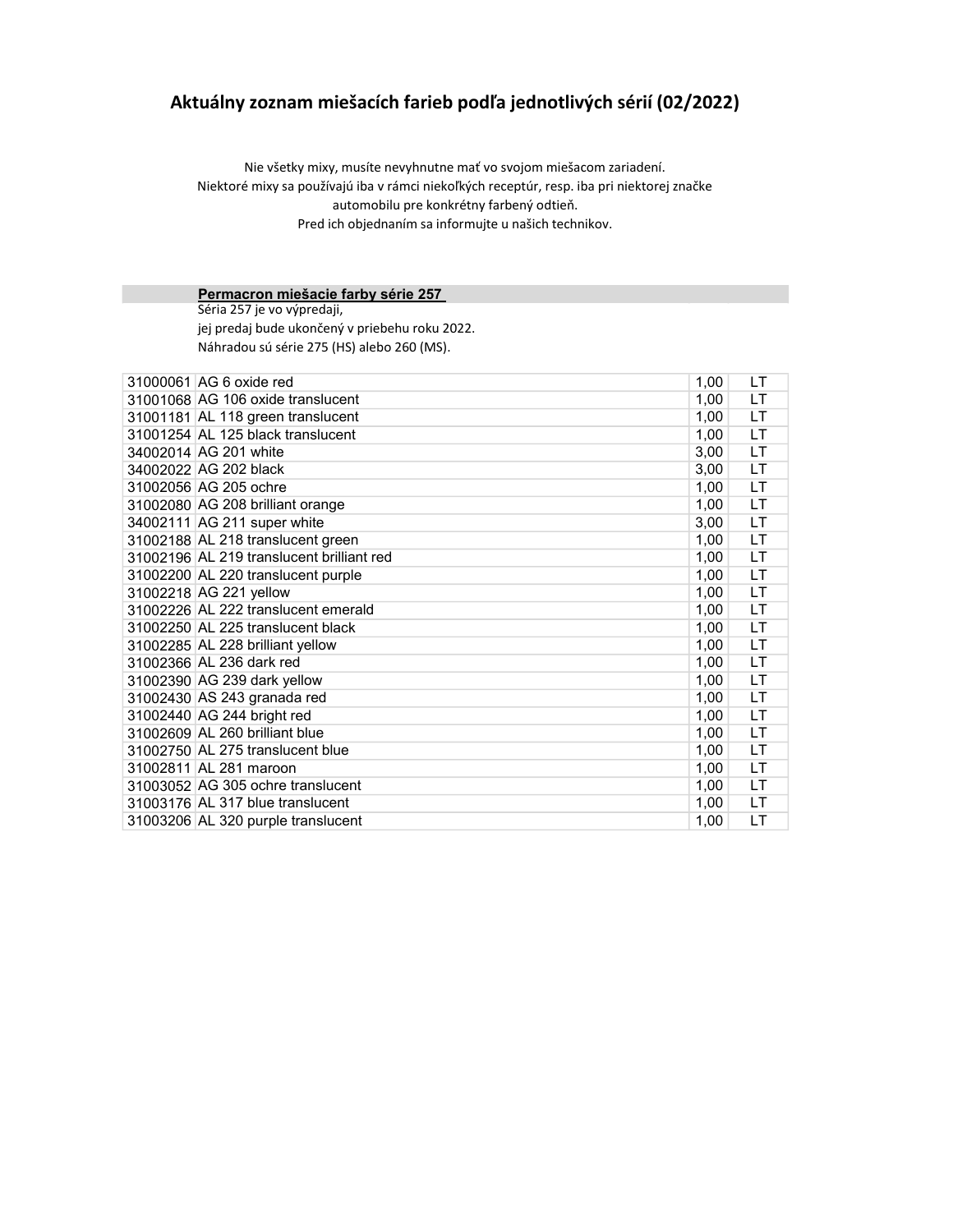# Aktuálny zoznam miešacích farieb podľa jednotlivých sérií (02/2022)

Nie všetky mixy, musíte nevyhnutne mať vo svojom miešacom zariadení.
Niektoré mixy sa používajú iba v rámci niekoľkých receptúr, resp. iba pri niektorej značke automobilu pre konkrétny farbený odtieň.
Pred ich objednaním sa informujte u našich technikov.

## Permacron miešacie farby série 257

Séria 257 je vo výpredaji,
jej predaj bude ukončený v priebehu roku 2022.
Náhradou sú série 275 (HS) alebo 260 (MS).

| | | | |
|---|---|---|---|
| 31000061 | AG 6 oxide red | 1,00 | LT |
| 31001068 | AG 106 oxide translucent | 1,00 | LT |
| 31001181 | AL 118 green translucent | 1,00 | LT |
| 31001254 | AL 125 black translucent | 1,00 | LT |
| 34002014 | AG 201 white | 3,00 | LT |
| 34002022 | AG 202 black | 3,00 | LT |
| 31002056 | AG 205 ochre | 1,00 | LT |
| 31002080 | AG 208 brilliant orange | 1,00 | LT |
| 34002111 | AG 211 super white | 3,00 | LT |
| 31002188 | AL 218 translucent green | 1,00 | LT |
| 31002196 | AL 219 translucent brilliant red | 1,00 | LT |
| 31002200 | AL 220 translucent purple | 1,00 | LT |
| 31002218 | AG 221 yellow | 1,00 | LT |
| 31002226 | AL 222 translucent emerald | 1,00 | LT |
| 31002250 | AL 225 translucent black | 1,00 | LT |
| 31002285 | AL 228 brilliant yellow | 1,00 | LT |
| 31002366 | AL 236 dark red | 1,00 | LT |
| 31002390 | AG 239 dark yellow | 1,00 | LT |
| 31002430 | AS 243 granada red | 1,00 | LT |
| 31002440 | AG 244 bright red | 1,00 | LT |
| 31002609 | AL 260 brilliant blue | 1,00 | LT |
| 31002750 | AL 275 translucent blue | 1,00 | LT |
| 31002811 | AL 281 maroon | 1,00 | LT |
| 31003052 | AG 305 ochre translucent | 1,00 | LT |
| 31003176 | AL 317 blue translucent | 1,00 | LT |
| 31003206 | AL 320 purple translucent | 1,00 | LT |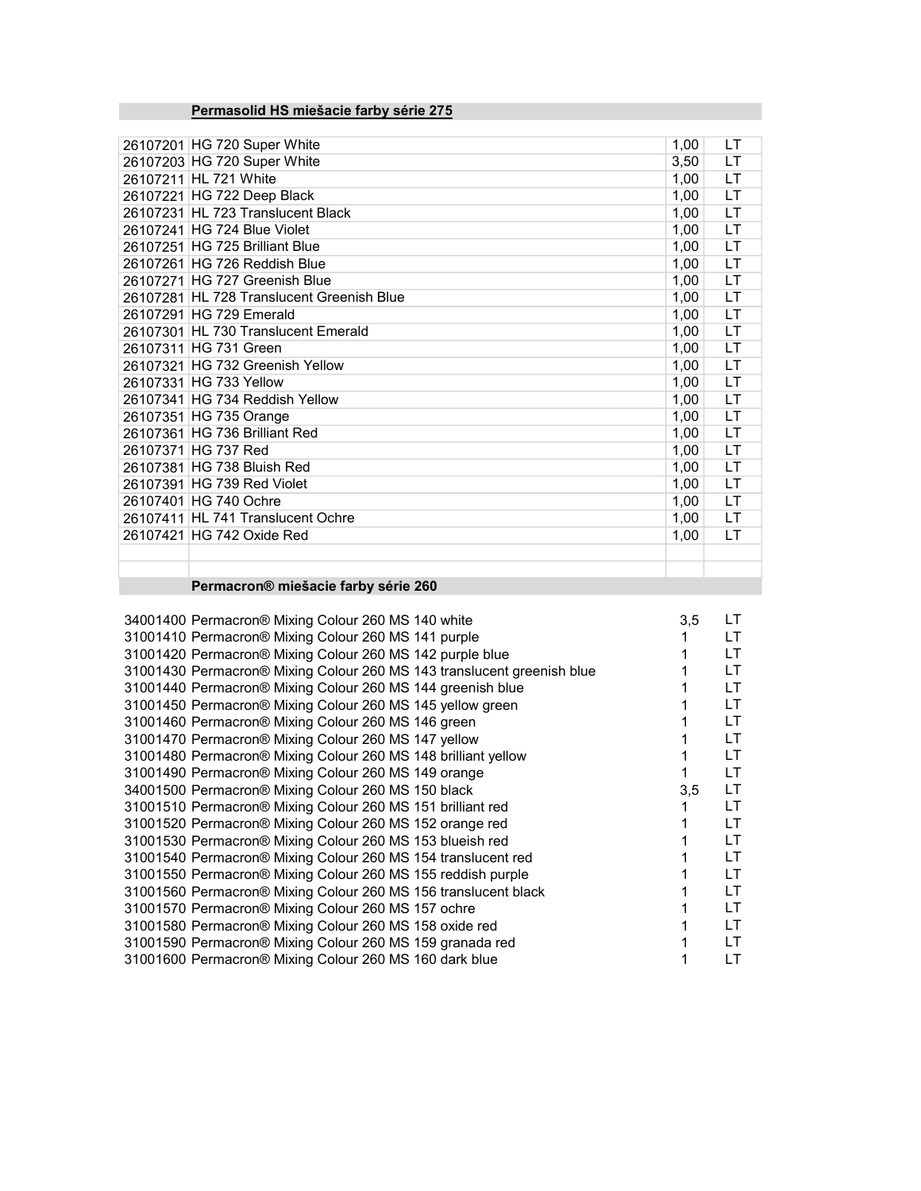## Permasolid HS miešacie farby série 275

| | | | |
|---|---|---|---|
| 26107201 | HG 720 Super White | 1,00 | LT |
| 26107203 | HG 720 Super White | 3,50 | LT |
| 26107211 | HL 721 White | 1,00 | LT |
| 26107221 | HG 722 Deep Black | 1,00 | LT |
| 26107231 | HL 723 Translucent Black | 1,00 | LT |
| 26107241 | HG 724 Blue Violet | 1,00 | LT |
| 26107251 | HG 725 Brilliant Blue | 1,00 | LT |
| 26107261 | HG 726 Reddish Blue | 1,00 | LT |
| 26107271 | HG 727 Greenish Blue | 1,00 | LT |
| 26107281 | HL 728 Translucent Greenish Blue | 1,00 | LT |
| 26107291 | HG 729 Emerald | 1,00 | LT |
| 26107301 | HL 730 Translucent Emerald | 1,00 | LT |
| 26107311 | HG 731 Green | 1,00 | LT |
| 26107321 | HG 732 Greenish Yellow | 1,00 | LT |
| 26107331 | HG 733 Yellow | 1,00 | LT |
| 26107341 | HG 734 Reddish Yellow | 1,00 | LT |
| 26107351 | HG 735 Orange | 1,00 | LT |
| 26107361 | HG 736 Brilliant Red | 1,00 | LT |
| 26107371 | HG 737 Red | 1,00 | LT |
| 26107381 | HG 738 Bluish Red | 1,00 | LT |
| 26107391 | HG 739 Red Violet | 1,00 | LT |
| 26107401 | HG 740 Ochre | 1,00 | LT |
| 26107411 | HL 741 Translucent Ochre | 1,00 | LT |
| 26107421 | HG 742 Oxide Red | 1,00 | LT |

## Permacron® miešacie farby série 260

| | | | |
|---|---|---|---|
| 34001400 | Permacron® Mixing Colour 260 MS 140 white | 3,5 | LT |
| 31001410 | Permacron® Mixing Colour 260 MS 141 purple | 1 | LT |
| 31001420 | Permacron® Mixing Colour 260 MS 142 purple blue | 1 | LT |
| 31001430 | Permacron® Mixing Colour 260 MS 143 translucent greenish blue | 1 | LT |
| 31001440 | Permacron® Mixing Colour 260 MS 144 greenish blue | 1 | LT |
| 31001450 | Permacron® Mixing Colour 260 MS 145 yellow green | 1 | LT |
| 31001460 | Permacron® Mixing Colour 260 MS 146 green | 1 | LT |
| 31001470 | Permacron® Mixing Colour 260 MS 147 yellow | 1 | LT |
| 31001480 | Permacron® Mixing Colour 260 MS 148 brilliant yellow | 1 | LT |
| 31001490 | Permacron® Mixing Colour 260 MS 149 orange | 1 | LT |
| 34001500 | Permacron® Mixing Colour 260 MS 150 black | 3,5 | LT |
| 31001510 | Permacron® Mixing Colour 260 MS 151 brilliant red | 1 | LT |
| 31001520 | Permacron® Mixing Colour 260 MS 152 orange red | 1 | LT |
| 31001530 | Permacron® Mixing Colour 260 MS 153 blueish red | 1 | LT |
| 31001540 | Permacron® Mixing Colour 260 MS 154 translucent red | 1 | LT |
| 31001550 | Permacron® Mixing Colour 260 MS 155 reddish purple | 1 | LT |
| 31001560 | Permacron® Mixing Colour 260 MS 156 translucent black | 1 | LT |
| 31001570 | Permacron® Mixing Colour 260 MS 157 ochre | 1 | LT |
| 31001580 | Permacron® Mixing Colour 260 MS 158 oxide red | 1 | LT |
| 31001590 | Permacron® Mixing Colour 260 MS 159 granada red | 1 | LT |
| 31001600 | Permacron® Mixing Colour 260 MS 160 dark blue | 1 | LT |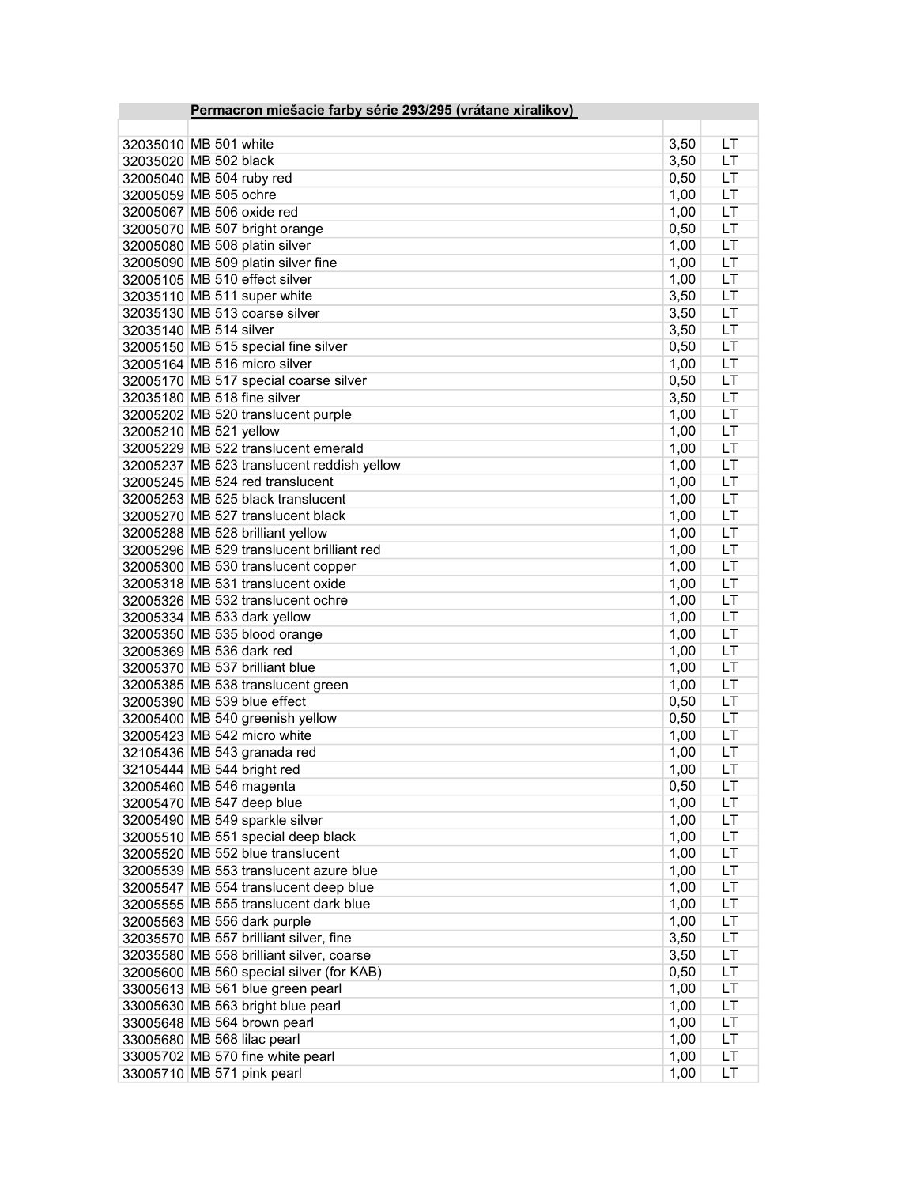| | Permacron miešacie farby série 293/295 (vrátane xiralikov) | | |
|---|---|---|---|
| | | | |
| 32035010 | MB 501 white | 3,50 | LT |
| 32035020 | MB 502 black | 3,50 | LT |
| 32005040 | MB 504 ruby red | 0,50 | LT |
| 32005059 | MB 505 ochre | 1,00 | LT |
| 32005067 | MB 506 oxide red | 1,00 | LT |
| 32005070 | MB 507 bright orange | 0,50 | LT |
| 32005080 | MB 508 platin silver | 1,00 | LT |
| 32005090 | MB 509 platin silver fine | 1,00 | LT |
| 32005105 | MB 510 effect silver | 1,00 | LT |
| 32035110 | MB 511 super white | 3,50 | LT |
| 32035130 | MB 513 coarse silver | 3,50 | LT |
| 32035140 | MB 514 silver | 3,50 | LT |
| 32005150 | MB 515 special fine silver | 0,50 | LT |
| 32005164 | MB 516 micro silver | 1,00 | LT |
| 32005170 | MB 517 special coarse silver | 0,50 | LT |
| 32035180 | MB 518 fine silver | 3,50 | LT |
| 32005202 | MB 520 translucent purple | 1,00 | LT |
| 32005210 | MB 521 yellow | 1,00 | LT |
| 32005229 | MB 522 translucent emerald | 1,00 | LT |
| 32005237 | MB 523 translucent reddish yellow | 1,00 | LT |
| 32005245 | MB 524 red translucent | 1,00 | LT |
| 32005253 | MB 525 black translucent | 1,00 | LT |
| 32005270 | MB 527 translucent black | 1,00 | LT |
| 32005288 | MB 528 brilliant yellow | 1,00 | LT |
| 32005296 | MB 529 translucent brilliant red | 1,00 | LT |
| 32005300 | MB 530 translucent copper | 1,00 | LT |
| 32005318 | MB 531 translucent oxide | 1,00 | LT |
| 32005326 | MB 532 translucent ochre | 1,00 | LT |
| 32005334 | MB 533 dark yellow | 1,00 | LT |
| 32005350 | MB 535 blood orange | 1,00 | LT |
| 32005369 | MB 536 dark red | 1,00 | LT |
| 32005370 | MB 537 brilliant blue | 1,00 | LT |
| 32005385 | MB 538 translucent green | 1,00 | LT |
| 32005390 | MB 539 blue effect | 0,50 | LT |
| 32005400 | MB 540 greenish yellow | 0,50 | LT |
| 32005423 | MB 542 micro white | 1,00 | LT |
| 32105436 | MB 543 granada red | 1,00 | LT |
| 32105444 | MB 544 bright red | 1,00 | LT |
| 32005460 | MB 546 magenta | 0,50 | LT |
| 32005470 | MB 547 deep blue | 1,00 | LT |
| 32005490 | MB 549 sparkle silver | 1,00 | LT |
| 32005510 | MB 551 special deep black | 1,00 | LT |
| 32005520 | MB 552 blue translucent | 1,00 | LT |
| 32005539 | MB 553 translucent azure blue | 1,00 | LT |
| 32005547 | MB 554 translucent deep blue | 1,00 | LT |
| 32005555 | MB 555 translucent dark blue | 1,00 | LT |
| 32005563 | MB 556 dark purple | 1,00 | LT |
| 32035570 | MB 557 brilliant silver, fine | 3,50 | LT |
| 32035580 | MB 558 brilliant silver, coarse | 3,50 | LT |
| 32005600 | MB 560 special silver (for KAB) | 0,50 | LT |
| 33005613 | MB 561 blue green pearl | 1,00 | LT |
| 33005630 | MB 563 bright blue pearl | 1,00 | LT |
| 33005648 | MB 564 brown pearl | 1,00 | LT |
| 33005680 | MB 568 lilac pearl | 1,00 | LT |
| 33005702 | MB 570 fine white pearl | 1,00 | LT |
| 33005710 | MB 571 pink pearl | 1,00 | LT |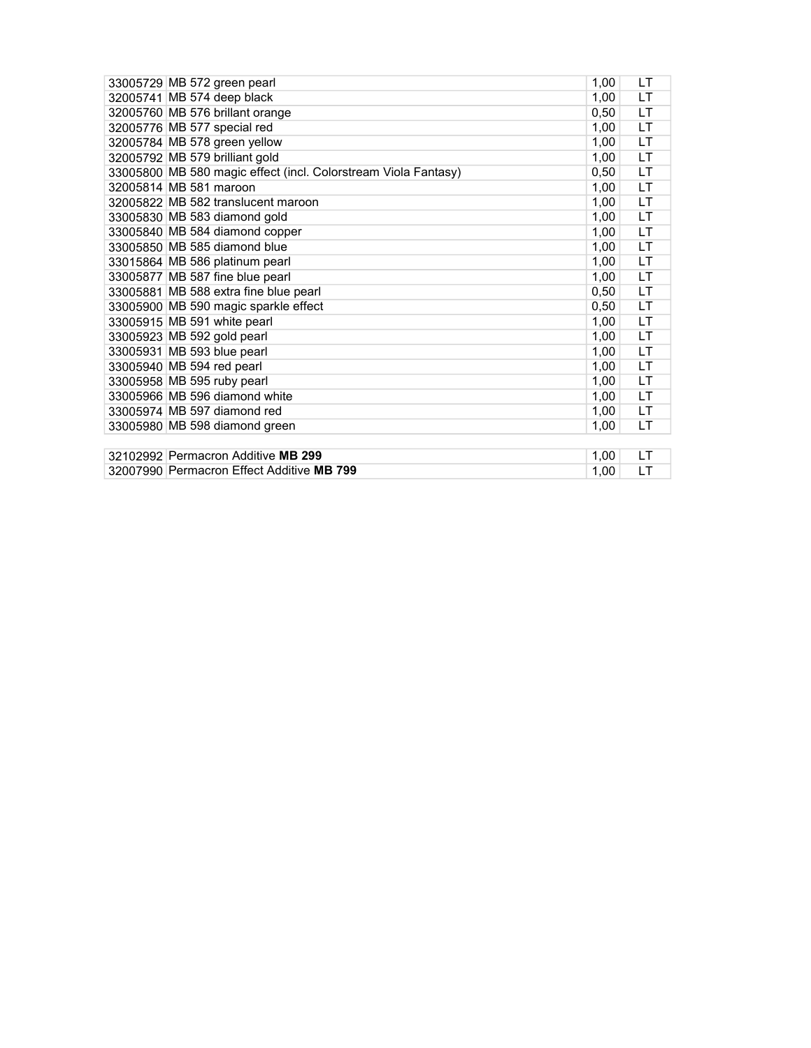| | | | |
|---|---|---|---|
| 33005729 | MB 572 green pearl | 1,00 | LT |
| 32005741 | MB 574 deep black | 1,00 | LT |
| 32005760 | MB 576 brillant orange | 0,50 | LT |
| 32005776 | MB 577 special red | 1,00 | LT |
| 32005784 | MB 578 green yellow | 1,00 | LT |
| 32005792 | MB 579 brilliant gold | 1,00 | LT |
| 33005800 | MB 580 magic effect (incl. Colorstream Viola Fantasy) | 0,50 | LT |
| 32005814 | MB 581 maroon | 1,00 | LT |
| 32005822 | MB 582 translucent maroon | 1,00 | LT |
| 33005830 | MB 583 diamond gold | 1,00 | LT |
| 33005840 | MB 584 diamond copper | 1,00 | LT |
| 33005850 | MB 585 diamond blue | 1,00 | LT |
| 33015864 | MB 586 platinum pearl | 1,00 | LT |
| 33005877 | MB 587 fine blue pearl | 1,00 | LT |
| 33005881 | MB 588 extra fine blue pearl | 0,50 | LT |
| 33005900 | MB 590 magic sparkle effect | 0,50 | LT |
| 33005915 | MB 591 white pearl | 1,00 | LT |
| 33005923 | MB 592 gold pearl | 1,00 | LT |
| 33005931 | MB 593 blue pearl | 1,00 | LT |
| 33005940 | MB 594 red pearl | 1,00 | LT |
| 33005958 | MB 595 ruby pearl | 1,00 | LT |
| 33005966 | MB 596 diamond white | 1,00 | LT |
| 33005974 | MB 597 diamond red | 1,00 | LT |
| 33005980 | MB 598 diamond green | 1,00 | LT |

| | | | |
|---|---|---|---|
| 32102992 | Permacron Additive **MB 299** | 1,00 | LT |
| 32007990 | Permacron Effect Additive **MB 799** | 1,00 | LT |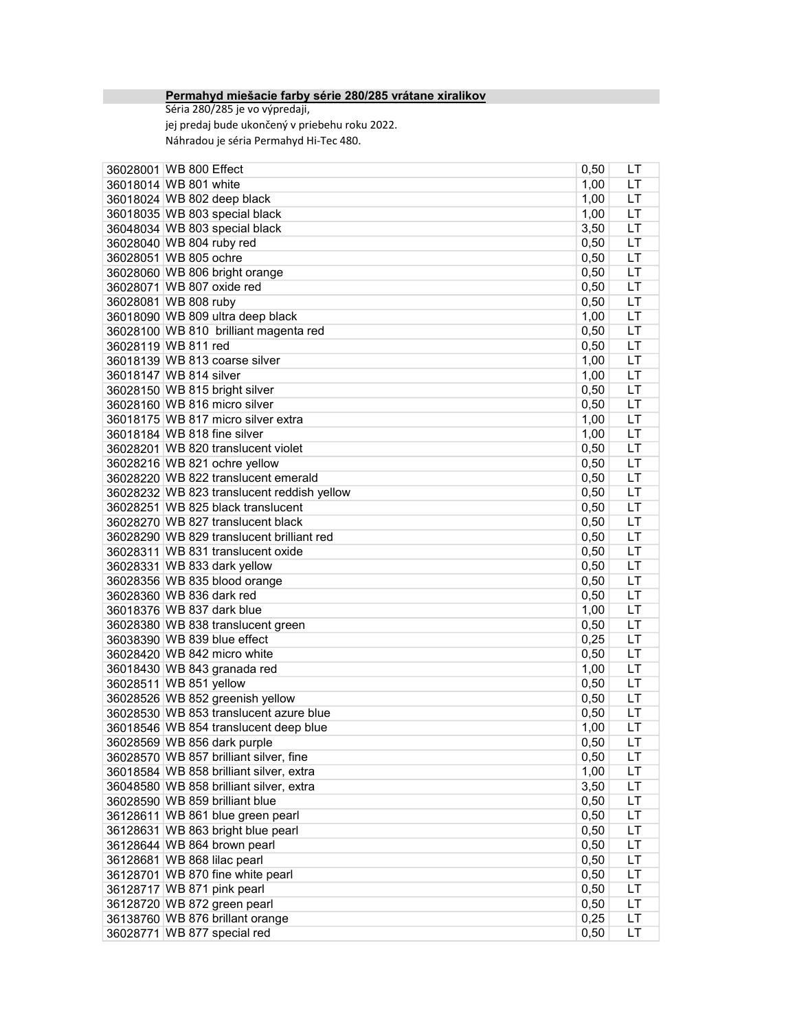**Permahyd miešacie farby série 280/285 vrátane xiralikov**

Séria 280/285 je vo výpredaji,

jej predaj bude ukončený v priebehu roku 2022.

Náhradou je séria Permahyd Hi-Tec 480.

| | | | |
|---|---|---|---|
| 36028001 | WB 800 Effect | 0,50 | LT |
| 36018014 | WB 801 white | 1,00 | LT |
| 36018024 | WB 802 deep black | 1,00 | LT |
| 36018035 | WB 803 special black | 1,00 | LT |
| 36048034 | WB 803 special black | 3,50 | LT |
| 36028040 | WB 804 ruby red | 0,50 | LT |
| 36028051 | WB 805 ochre | 0,50 | LT |
| 36028060 | WB 806 bright orange | 0,50 | LT |
| 36028071 | WB 807 oxide red | 0,50 | LT |
| 36028081 | WB 808 ruby | 0,50 | LT |
| 36018090 | WB 809 ultra deep black | 1,00 | LT |
| 36028100 | WB 810 brilliant magenta red | 0,50 | LT |
| 36028119 | WB 811 red | 0,50 | LT |
| 36018139 | WB 813 coarse silver | 1,00 | LT |
| 36018147 | WB 814 silver | 1,00 | LT |
| 36028150 | WB 815 bright silver | 0,50 | LT |
| 36028160 | WB 816 micro silver | 0,50 | LT |
| 36018175 | WB 817 micro silver extra | 1,00 | LT |
| 36018184 | WB 818 fine silver | 1,00 | LT |
| 36028201 | WB 820 translucent violet | 0,50 | LT |
| 36028216 | WB 821 ochre yellow | 0,50 | LT |
| 36028220 | WB 822 translucent emerald | 0,50 | LT |
| 36028232 | WB 823 translucent reddish yellow | 0,50 | LT |
| 36028251 | WB 825 black translucent | 0,50 | LT |
| 36028270 | WB 827 translucent black | 0,50 | LT |
| 36028290 | WB 829 translucent brilliant red | 0,50 | LT |
| 36028311 | WB 831 translucent oxide | 0,50 | LT |
| 36028331 | WB 833 dark yellow | 0,50 | LT |
| 36028356 | WB 835 blood orange | 0,50 | LT |
| 36028360 | WB 836 dark red | 0,50 | LT |
| 36018376 | WB 837 dark blue | 1,00 | LT |
| 36028380 | WB 838 translucent green | 0,50 | LT |
| 36038390 | WB 839 blue effect | 0,25 | LT |
| 36028420 | WB 842 micro white | 0,50 | LT |
| 36018430 | WB 843 granada red | 1,00 | LT |
| 36028511 | WB 851 yellow | 0,50 | LT |
| 36028526 | WB 852 greenish yellow | 0,50 | LT |
| 36028530 | WB 853 translucent azure blue | 0,50 | LT |
| 36018546 | WB 854 translucent deep blue | 1,00 | LT |
| 36028569 | WB 856 dark purple | 0,50 | LT |
| 36028570 | WB 857 brilliant silver, fine | 0,50 | LT |
| 36018584 | WB 858 brilliant silver, extra | 1,00 | LT |
| 36048580 | WB 858 brilliant silver, extra | 3,50 | LT |
| 36028590 | WB 859 brilliant blue | 0,50 | LT |
| 36128611 | WB 861 blue green pearl | 0,50 | LT |
| 36128631 | WB 863 bright blue pearl | 0,50 | LT |
| 36128644 | WB 864 brown pearl | 0,50 | LT |
| 36128681 | WB 868 lilac pearl | 0,50 | LT |
| 36128701 | WB 870 fine white pearl | 0,50 | LT |
| 36128717 | WB 871 pink pearl | 0,50 | LT |
| 36128720 | WB 872 green pearl | 0,50 | LT |
| 36138760 | WB 876 brillant orange | 0,25 | LT |
| 36028771 | WB 877 special red | 0,50 | LT |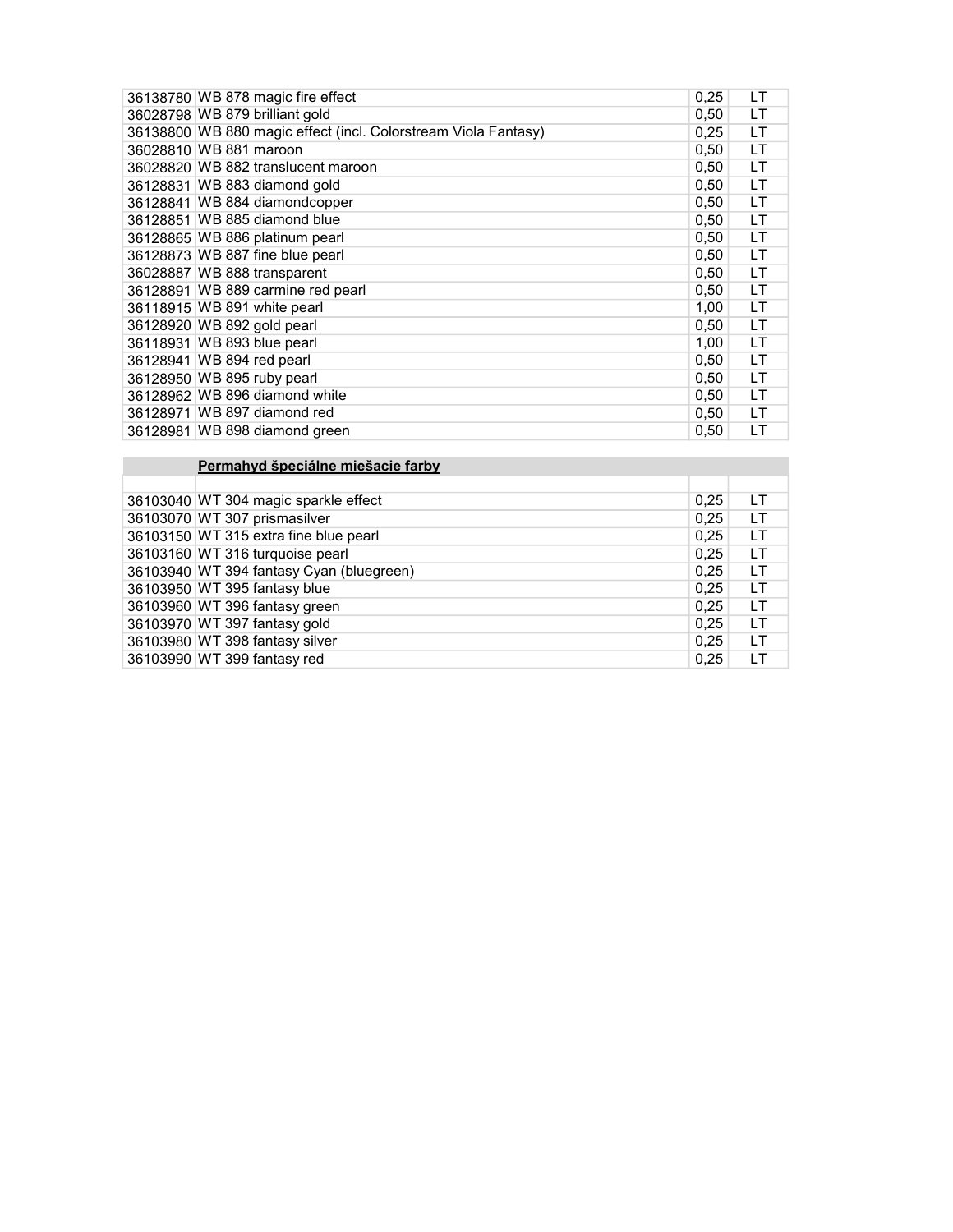| | | | |
|---|---|---|---|
| 36138780 | WB 878 magic fire effect | 0,25 | LT |
| 36028798 | WB 879 brilliant gold | 0,50 | LT |
| 36138800 | WB 880 magic effect (incl. Colorstream Viola Fantasy) | 0,25 | LT |
| 36028810 | WB 881 maroon | 0,50 | LT |
| 36028820 | WB 882 translucent maroon | 0,50 | LT |
| 36128831 | WB 883 diamond gold | 0,50 | LT |
| 36128841 | WB 884 diamondcopper | 0,50 | LT |
| 36128851 | WB 885 diamond blue | 0,50 | LT |
| 36128865 | WB 886 platinum pearl | 0,50 | LT |
| 36128873 | WB 887 fine blue pearl | 0,50 | LT |
| 36028887 | WB 888 transparent | 0,50 | LT |
| 36128891 | WB 889 carmine red pearl | 0,50 | LT |
| 36118915 | WB 891 white pearl | 1,00 | LT |
| 36128920 | WB 892 gold pearl | 0,50 | LT |
| 36118931 | WB 893 blue pearl | 1,00 | LT |
| 36128941 | WB 894 red pearl | 0,50 | LT |
| 36128950 | WB 895 ruby pearl | 0,50 | LT |
| 36128962 | WB 896 diamond white | 0,50 | LT |
| 36128971 | WB 897 diamond red | 0,50 | LT |
| 36128981 | WB 898 diamond green | 0,50 | LT |

| | **Permahyd špeciálne miešacie farby** | | |
|---|---|---|---|
| | | | |
| 36103040 | WT 304 magic sparkle effect | 0,25 | LT |
| 36103070 | WT 307 prismasilver | 0,25 | LT |
| 36103150 | WT 315 extra fine blue pearl | 0,25 | LT |
| 36103160 | WT 316 turquoise pearl | 0,25 | LT |
| 36103940 | WT 394 fantasy Cyan (bluegreen) | 0,25 | LT |
| 36103950 | WT 395 fantasy blue | 0,25 | LT |
| 36103960 | WT 396 fantasy green | 0,25 | LT |
| 36103970 | WT 397 fantasy gold | 0,25 | LT |
| 36103980 | WT 398 fantasy silver | 0,25 | LT |
| 36103990 | WT 399 fantasy red | 0,25 | LT |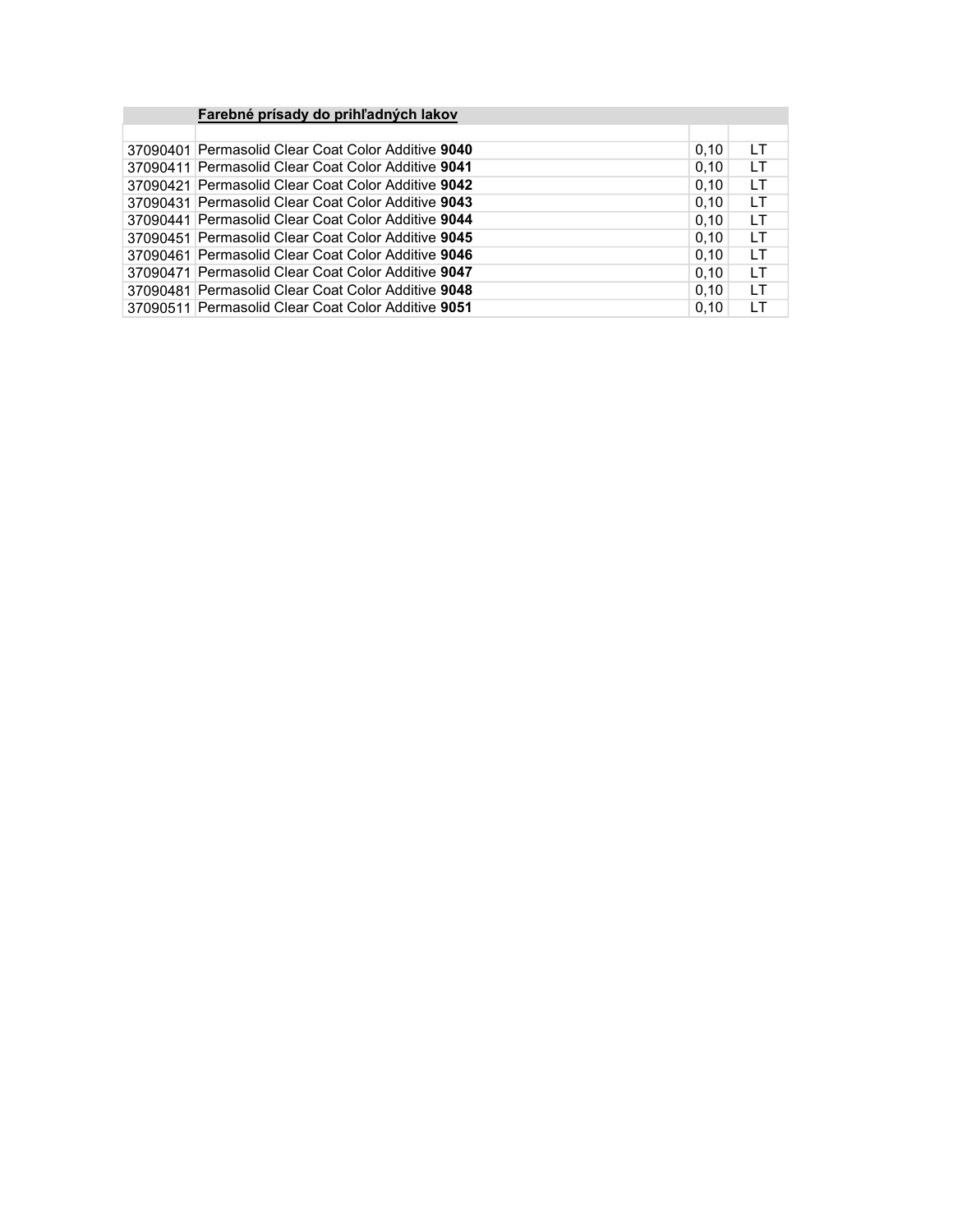| | **Farebné prísady do prihľadných lakov** | | |
|---|---|---|---|
| | | | |
| 37090401 | Permasolid Clear Coat Color Additive **9040** | 0,10 | LT |
| 37090411 | Permasolid Clear Coat Color Additive **9041** | 0,10 | LT |
| 37090421 | Permasolid Clear Coat Color Additive **9042** | 0,10 | LT |
| 37090431 | Permasolid Clear Coat Color Additive **9043** | 0,10 | LT |
| 37090441 | Permasolid Clear Coat Color Additive **9044** | 0,10 | LT |
| 37090451 | Permasolid Clear Coat Color Additive **9045** | 0,10 | LT |
| 37090461 | Permasolid Clear Coat Color Additive **9046** | 0,10 | LT |
| 37090471 | Permasolid Clear Coat Color Additive **9047** | 0,10 | LT |
| 37090481 | Permasolid Clear Coat Color Additive **9048** | 0,10 | LT |
| 37090511 | Permasolid Clear Coat Color Additive **9051** | 0,10 | LT |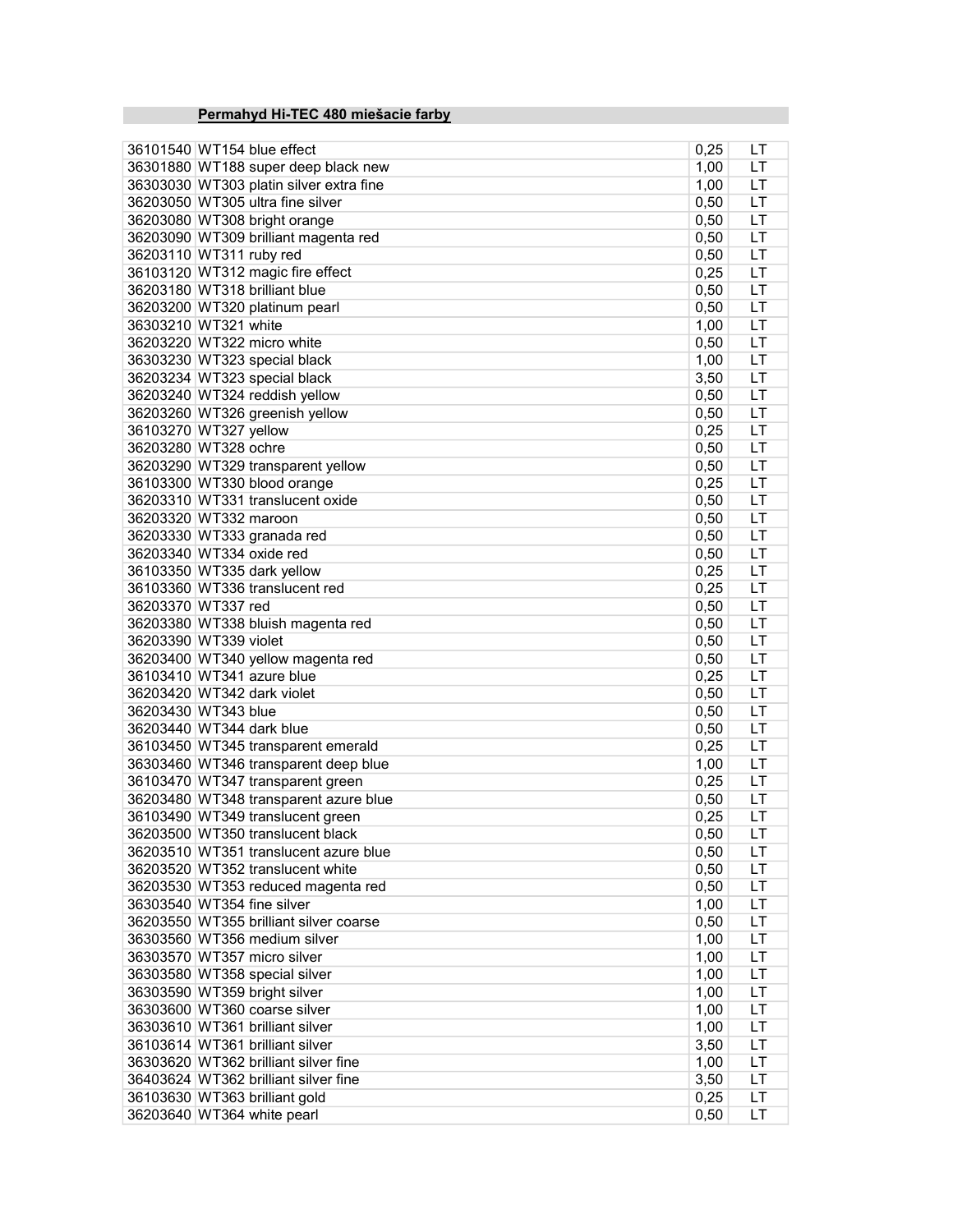## Permahyd Hi-TEC 480 miešacie farby

| | | | |
|---|---|---|---|
| 36101540 | WT154 blue effect | 0,25 | LT |
| 36301880 | WT188 super deep black new | 1,00 | LT |
| 36303030 | WT303 platin silver extra fine | 1,00 | LT |
| 36203050 | WT305 ultra fine silver | 0,50 | LT |
| 36203080 | WT308 bright orange | 0,50 | LT |
| 36203090 | WT309 brilliant magenta red | 0,50 | LT |
| 36203110 | WT311 ruby red | 0,50 | LT |
| 36103120 | WT312 magic fire effect | 0,25 | LT |
| 36203180 | WT318 brilliant blue | 0,50 | LT |
| 36203200 | WT320 platinum pearl | 0,50 | LT |
| 36303210 | WT321 white | 1,00 | LT |
| 36203220 | WT322 micro white | 0,50 | LT |
| 36303230 | WT323 special black | 1,00 | LT |
| 36203234 | WT323 special black | 3,50 | LT |
| 36203240 | WT324 reddish yellow | 0,50 | LT |
| 36203260 | WT326 greenish yellow | 0,50 | LT |
| 36103270 | WT327 yellow | 0,25 | LT |
| 36203280 | WT328 ochre | 0,50 | LT |
| 36203290 | WT329 transparent yellow | 0,50 | LT |
| 36103300 | WT330 blood orange | 0,25 | LT |
| 36203310 | WT331 translucent oxide | 0,50 | LT |
| 36203320 | WT332 maroon | 0,50 | LT |
| 36203330 | WT333 granada red | 0,50 | LT |
| 36203340 | WT334 oxide red | 0,50 | LT |
| 36103350 | WT335 dark yellow | 0,25 | LT |
| 36103360 | WT336 translucent red | 0,25 | LT |
| 36203370 | WT337 red | 0,50 | LT |
| 36203380 | WT338 bluish magenta red | 0,50 | LT |
| 36203390 | WT339 violet | 0,50 | LT |
| 36203400 | WT340 yellow magenta red | 0,50 | LT |
| 36103410 | WT341 azure blue | 0,25 | LT |
| 36203420 | WT342 dark violet | 0,50 | LT |
| 36203430 | WT343 blue | 0,50 | LT |
| 36203440 | WT344 dark blue | 0,50 | LT |
| 36103450 | WT345 transparent emerald | 0,25 | LT |
| 36303460 | WT346 transparent deep blue | 1,00 | LT |
| 36103470 | WT347 transparent green | 0,25 | LT |
| 36203480 | WT348 transparent azure blue | 0,50 | LT |
| 36103490 | WT349 translucent green | 0,25 | LT |
| 36203500 | WT350 translucent black | 0,50 | LT |
| 36203510 | WT351 translucent azure blue | 0,50 | LT |
| 36203520 | WT352 translucent white | 0,50 | LT |
| 36203530 | WT353 reduced magenta red | 0,50 | LT |
| 36303540 | WT354 fine silver | 1,00 | LT |
| 36203550 | WT355 brilliant silver coarse | 0,50 | LT |
| 36303560 | WT356 medium silver | 1,00 | LT |
| 36303570 | WT357 micro silver | 1,00 | LT |
| 36303580 | WT358 special silver | 1,00 | LT |
| 36303590 | WT359 bright silver | 1,00 | LT |
| 36303600 | WT360 coarse silver | 1,00 | LT |
| 36303610 | WT361 brilliant silver | 1,00 | LT |
| 36103614 | WT361 brilliant silver | 3,50 | LT |
| 36303620 | WT362 brilliant silver fine | 1,00 | LT |
| 36403624 | WT362 brilliant silver fine | 3,50 | LT |
| 36103630 | WT363 brilliant gold | 0,25 | LT |
| 36203640 | WT364 white pearl | 0,50 | LT |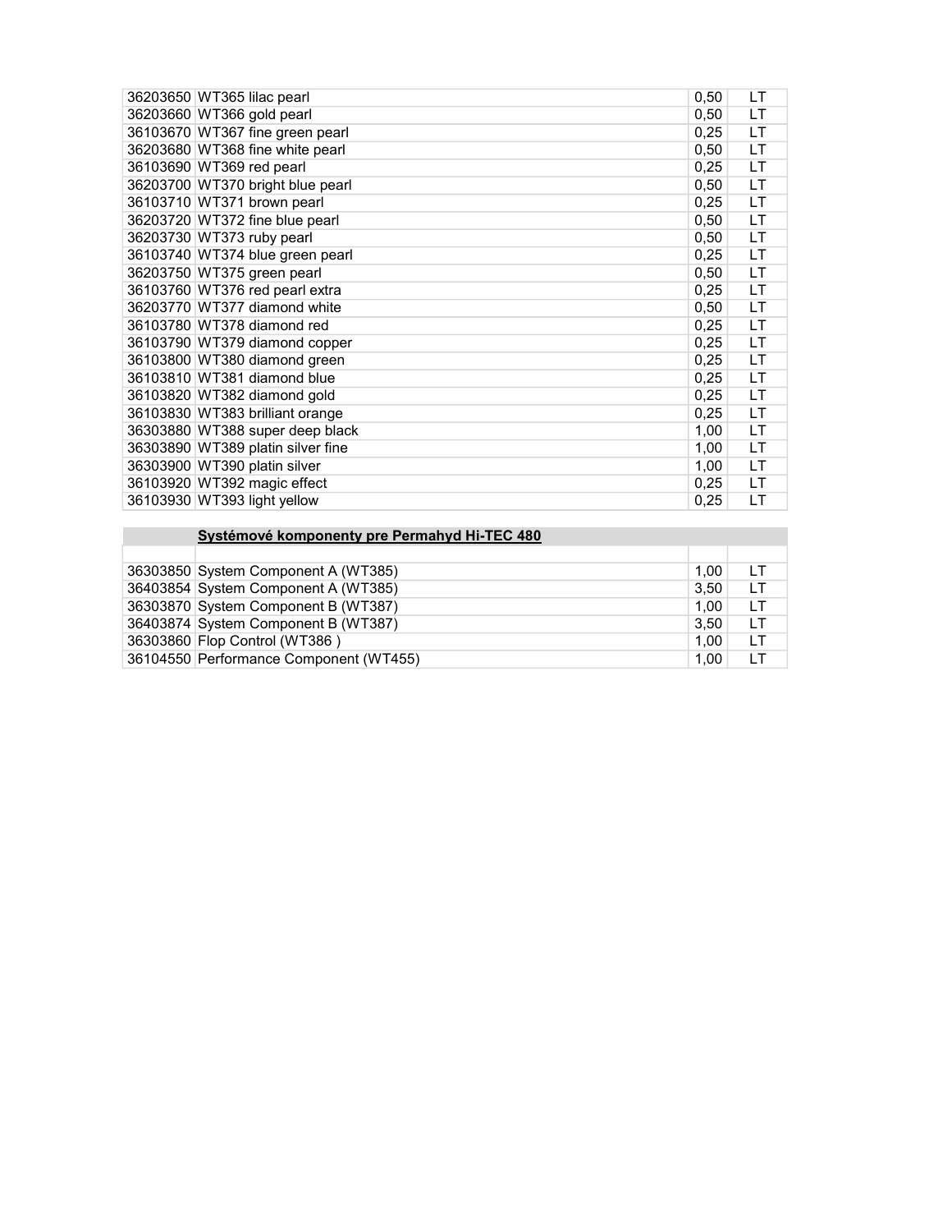| | | | |
|---|---|---|---|
| 36203650 | WT365 lilac pearl | 0,50 | LT |
| 36203660 | WT366 gold pearl | 0,50 | LT |
| 36103670 | WT367 fine green pearl | 0,25 | LT |
| 36203680 | WT368 fine white pearl | 0,50 | LT |
| 36103690 | WT369 red pearl | 0,25 | LT |
| 36203700 | WT370 bright blue pearl | 0,50 | LT |
| 36103710 | WT371 brown pearl | 0,25 | LT |
| 36203720 | WT372 fine blue pearl | 0,50 | LT |
| 36203730 | WT373 ruby pearl | 0,50 | LT |
| 36103740 | WT374 blue green pearl | 0,25 | LT |
| 36203750 | WT375 green pearl | 0,50 | LT |
| 36103760 | WT376 red pearl extra | 0,25 | LT |
| 36203770 | WT377 diamond white | 0,50 | LT |
| 36103780 | WT378 diamond red | 0,25 | LT |
| 36103790 | WT379 diamond copper | 0,25 | LT |
| 36103800 | WT380 diamond green | 0,25 | LT |
| 36103810 | WT381 diamond blue | 0,25 | LT |
| 36103820 | WT382 diamond gold | 0,25 | LT |
| 36103830 | WT383 brilliant orange | 0,25 | LT |
| 36303880 | WT388 super deep black | 1,00 | LT |
| 36303890 | WT389 platin silver fine | 1,00 | LT |
| 36303900 | WT390 platin silver | 1,00 | LT |
| 36103920 | WT392 magic effect | 0,25 | LT |
| 36103930 | WT393 light yellow | 0,25 | LT |

| | **Systémové komponenty pre Permahyd Hi-TEC 480** | | |
|---|---|---|---|
| | | | |
| 36303850 | System Component A (WT385) | 1,00 | LT |
| 36403854 | System Component A (WT385) | 3,50 | LT |
| 36303870 | System Component B (WT387) | 1,00 | LT |
| 36403874 | System Component B (WT387) | 3,50 | LT |
| 36303860 | Flop Control (WT386 ) | 1,00 | LT |
| 36104550 | Performance Component (WT455) | 1,00 | LT |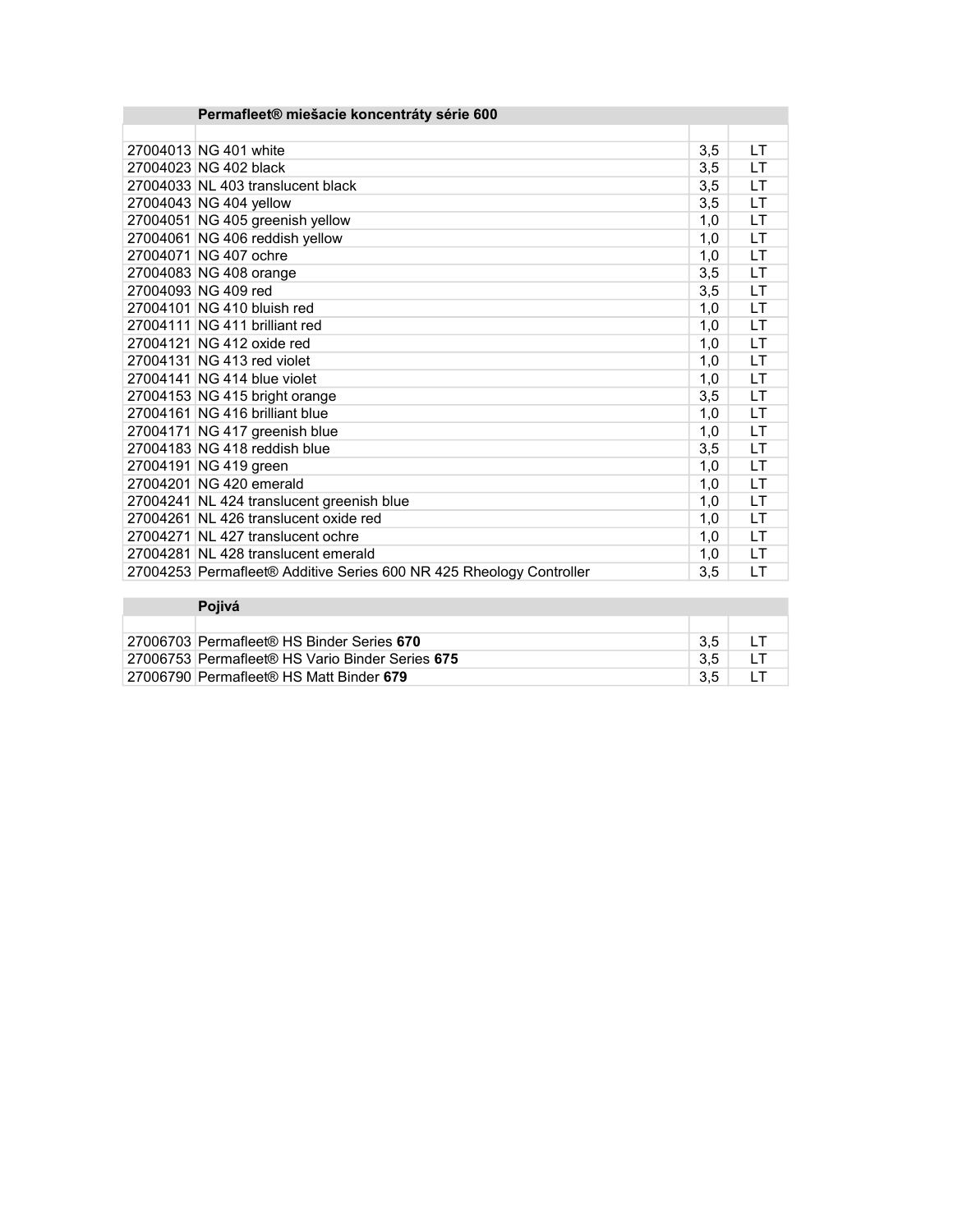| | Permafleet® miešacie koncentráty série 600 | | |
|---|---|---|---|
| | | | |
| 27004013 | NG 401 white | 3,5 | LT |
| 27004023 | NG 402 black | 3,5 | LT |
| 27004033 | NL 403 translucent black | 3,5 | LT |
| 27004043 | NG 404 yellow | 3,5 | LT |
| 27004051 | NG 405 greenish yellow | 1,0 | LT |
| 27004061 | NG 406 reddish yellow | 1,0 | LT |
| 27004071 | NG 407 ochre | 1,0 | LT |
| 27004083 | NG 408 orange | 3,5 | LT |
| 27004093 | NG 409 red | 3,5 | LT |
| 27004101 | NG 410 bluish red | 1,0 | LT |
| 27004111 | NG 411 brilliant red | 1,0 | LT |
| 27004121 | NG 412 oxide red | 1,0 | LT |
| 27004131 | NG 413 red violet | 1,0 | LT |
| 27004141 | NG 414 blue violet | 1,0 | LT |
| 27004153 | NG 415 bright orange | 3,5 | LT |
| 27004161 | NG 416 brilliant blue | 1,0 | LT |
| 27004171 | NG 417 greenish blue | 1,0 | LT |
| 27004183 | NG 418 reddish blue | 3,5 | LT |
| 27004191 | NG 419 green | 1,0 | LT |
| 27004201 | NG 420 emerald | 1,0 | LT |
| 27004241 | NL 424 translucent greenish blue | 1,0 | LT |
| 27004261 | NL 426 translucent oxide red | 1,0 | LT |
| 27004271 | NL 427 translucent ochre | 1,0 | LT |
| 27004281 | NL 428 translucent emerald | 1,0 | LT |
| 27004253 | Permafleet® Additive Series 600 NR 425 Rheology Controller | 3,5 | LT |

| | Pojivá | | |
|---|---|---|---|
| | | | |
| 27006703 | Permafleet® HS Binder Series **670** | 3,5 | LT |
| 27006753 | Permafleet® HS Vario Binder Series **675** | 3,5 | LT |
| 27006790 | Permafleet® HS Matt Binder **679** | 3,5 | LT |